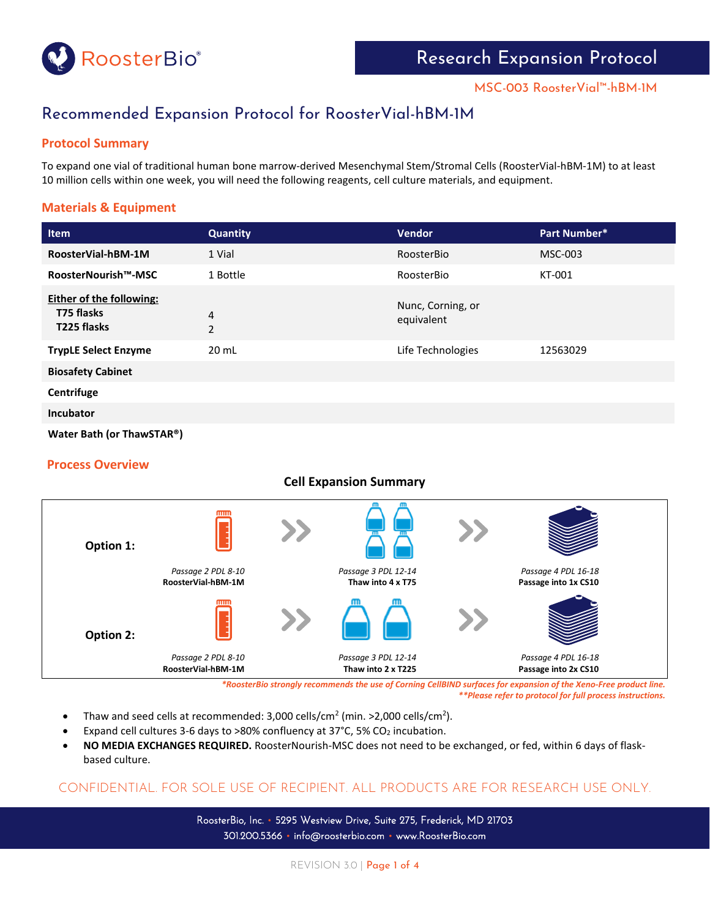# Research Expansion Protocol

MSC-003 RoosterVial™-hBM-1M

## Recommended Expansion Protocol for RoosterVial-hBM-1M

### Protocol Summary

To expand one vial of traditional human bone marrow-derived Mesenchymal Stem/Stromal Cells (RoosterVial-hBM-1M) to at least 10 million cells within one week, you will need the following reagents, cell culture materials, and equipment.

### Materials & Equipment

| Item | Quantity | Vendor | Part Number* |
|---|---|---|---|
| **RoosterVial-hBM-1M** | 1 Vial | RoosterBio | MSC-003 |
| **RoosterNourish™-MSC** | 1 Bottle | RoosterBio | KT-001 |
| **Either of the following:** **T75 flasks** **T225 flasks** | 4 2 | Nunc, Corning, or equivalent | |
| **TrypLE Select Enzyme** | 20 mL | Life Technologies | 12563029 |
| **Biosafety Cabinet** | | | |
| **Centrifuge** | | | |
| **Incubator** | | | |
| **Water Bath (or ThawSTAR®)** | | | |

### Process Overview

**Cell Expansion Summary**

**Option 1:**

- *Passage 2 PDL 8-10* **RoosterVial-hBM-1M**
- *Passage 3 PDL 12-14* **Thaw into 4 x T75**
- *Passage 4 PDL 16-18* **Passage into 1x CS10**

**Option 2:**

- *Passage 2 PDL 8-10* **RoosterVial-hBM-1M**
- *Passage 3 PDL 12-14* **Thaw into 2 x T225**
- *Passage 4 PDL 16-18* **Passage into 2x CS10**

****RoosterBio strongly recommends the use of Corning CellBIND surfaces for expansion of the Xeno-Free product line.***

*****Please refer to protocol for full process instructions.***

- Thaw and seed cells at recommended: 3,000 cells/cm$^2$ (min. >2,000 cells/cm$^2$).
- Expand cell cultures 3-6 days to >80% confluency at 37°C, 5% $CO_2$ incubation.
- **NO MEDIA EXCHANGES REQUIRED.** RoosterNourish-MSC does not need to be exchanged, or fed, within 6 days of flask-based culture.

CONFIDENTIAL. FOR SOLE USE OF RECIPIENT. ALL PRODUCTS ARE FOR RESEARCH USE ONLY.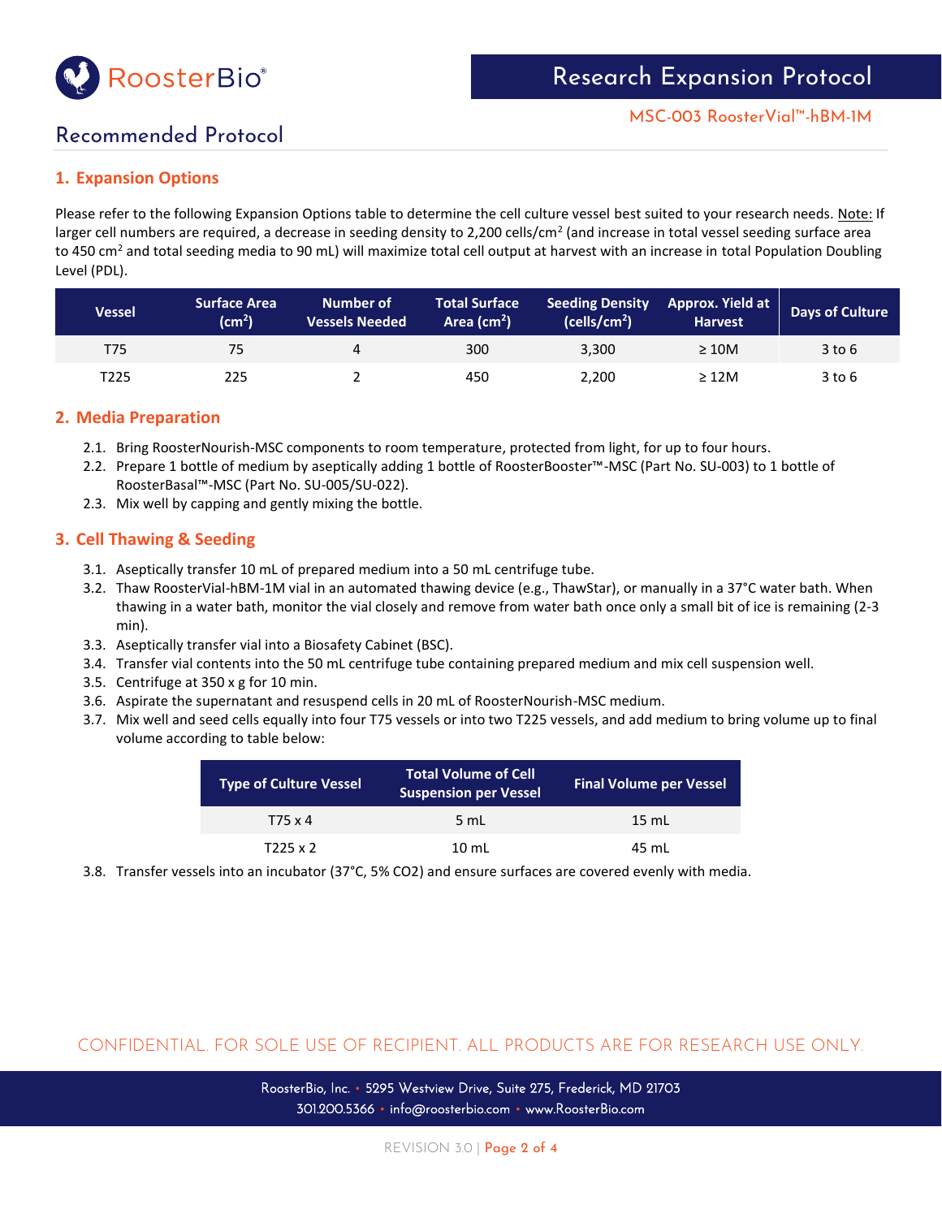## Recommended Protocol

### 1. Expansion Options

Please refer to the following Expansion Options table to determine the cell culture vessel best suited to your research needs. Note: If larger cell numbers are required, a decrease in seeding density to 2,200 cells/cm$^2$ (and increase in total vessel seeding surface area to 450 cm$^2$ and total seeding media to 90 mL) will maximize total cell output at harvest with an increase in total Population Doubling Level (PDL).

| Vessel | Surface Area (cm$^2$) | Number of Vessels Needed | Total Surface Area (cm$^2$) | Seeding Density (cells/cm$^2$) | Approx. Yield at Harvest | Days of Culture |
|---|---|---|---|---|---|---|
| T75 | 75 | 4 | 300 | 3,300 | ≥ 10M | 3 to 6 |
| T225 | 225 | 2 | 450 | 2,200 | ≥ 12M | 3 to 6 |

### 2. Media Preparation

2.1. Bring RoosterNourish-MSC components to room temperature, protected from light, for up to four hours.

2.2. Prepare 1 bottle of medium by aseptically adding 1 bottle of RoosterBooster™-MSC (Part No. SU-003) to 1 bottle of RoosterBasal™-MSC (Part No. SU-005/SU-022).

2.3. Mix well by capping and gently mixing the bottle.

### 3. Cell Thawing & Seeding

3.1. Aseptically transfer 10 mL of prepared medium into a 50 mL centrifuge tube.

3.2. Thaw RoosterVial-hBM-1M vial in an automated thawing device (e.g., ThawStar), or manually in a 37°C water bath. When thawing in a water bath, monitor the vial closely and remove from water bath once only a small bit of ice is remaining (2-3 min).

3.3. Aseptically transfer vial into a Biosafety Cabinet (BSC).

3.4. Transfer vial contents into the 50 mL centrifuge tube containing prepared medium and mix cell suspension well.

3.5. Centrifuge at 350 x g for 10 min.

3.6. Aspirate the supernatant and resuspend cells in 20 mL of RoosterNourish-MSC medium.

3.7. Mix well and seed cells equally into four T75 vessels or into two T225 vessels, and add medium to bring volume up to final volume according to table below:

| Type of Culture Vessel | Total Volume of Cell Suspension per Vessel | Final Volume per Vessel |
|---|---|---|
| T75 x 4 | 5 mL | 15 mL |
| T225 x 2 | 10 mL | 45 mL |

3.8. Transfer vessels into an incubator (37°C, 5% $CO_2$) and ensure surfaces are covered evenly with media.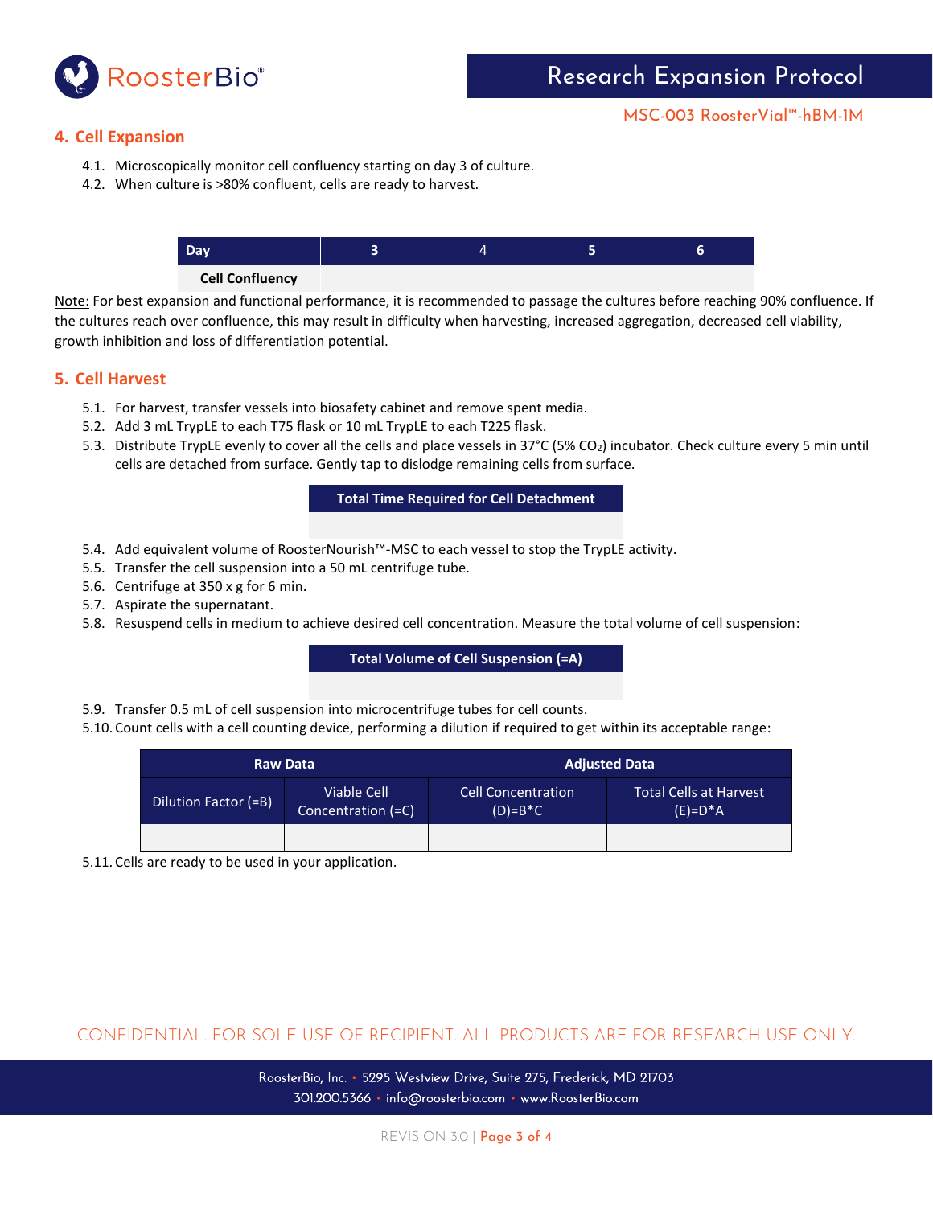## 4. Cell Expansion

4.1. Microscopically monitor cell confluency starting on day 3 of culture.
4.2. When culture is >80% confluent, cells are ready to harvest.

| Day | 3 | 4 | 5 | 6 |
|---|---|---|---|---|
| **Cell Confluency** | | | | |

<u>Note:</u> For best expansion and functional performance, it is recommended to passage the cultures before reaching 90% confluence. If the cultures reach over confluence, this may result in difficulty when harvesting, increased aggregation, decreased cell viability, growth inhibition and loss of differentiation potential.

## 5. Cell Harvest

5.1. For harvest, transfer vessels into biosafety cabinet and remove spent media.
5.2. Add 3 mL TrypLE to each T75 flask or 10 mL TrypLE to each T225 flask.
5.3. Distribute TrypLE evenly to cover all the cells and place vessels in 37°C (5% $CO_2$) incubator. Check culture every 5 min until cells are detached from surface. Gently tap to dislodge remaining cells from surface.

| Total Time Required for Cell Detachment |
|---|
| |

5.4. Add equivalent volume of RoosterNourish™-MSC to each vessel to stop the TrypLE activity.
5.5. Transfer the cell suspension into a 50 mL centrifuge tube.
5.6. Centrifuge at 350 x g for 6 min.
5.7. Aspirate the supernatant.
5.8. Resuspend cells in medium to achieve desired cell concentration. Measure the total volume of cell suspension:

| Total Volume of Cell Suspension (=A) |
|---|
| |

5.9. Transfer 0.5 mL of cell suspension into microcentrifuge tubes for cell counts.
5.10. Count cells with a cell counting device, performing a dilution if required to get within its acceptable range:

| Raw Data | | Adjusted Data | |
|---|---|---|---|
| Dilution Factor (=B) | Viable Cell Concentration (=C) | Cell Concentration (D)=B*C | Total Cells at Harvest (E)=D*A |
| | | | |

5.11. Cells are ready to be used in your application.

CONFIDENTIAL. FOR SOLE USE OF RECIPIENT. ALL PRODUCTS ARE FOR RESEARCH USE ONLY.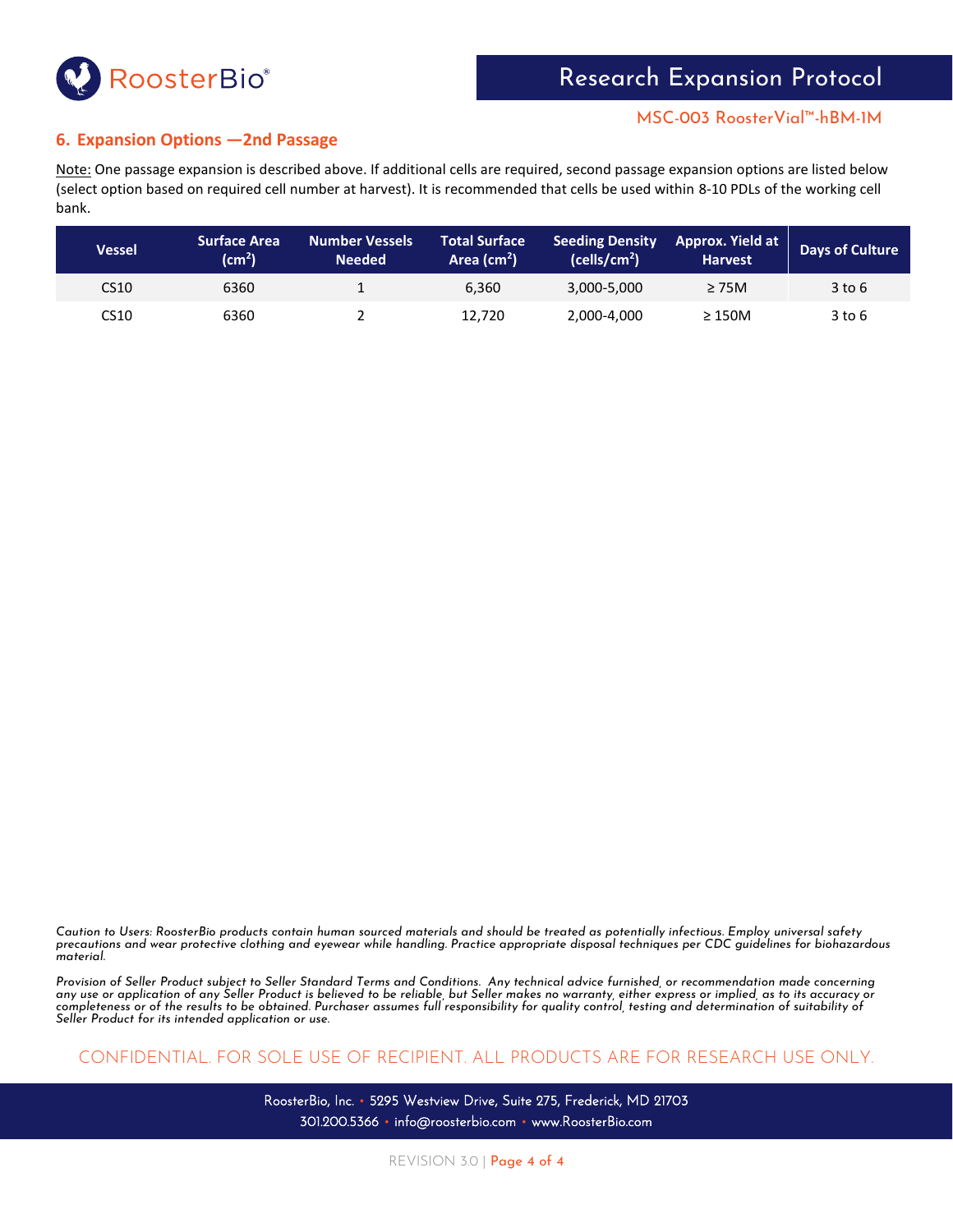## 6. Expansion Options —2nd Passage

Note: One passage expansion is described above. If additional cells are required, second passage expansion options are listed below (select option based on required cell number at harvest). It is recommended that cells be used within 8-10 PDLs of the working cell bank.

| Vessel | Surface Area ($cm^2$) | Number Vessels Needed | Total Surface Area ($cm^2$) | Seeding Density ($cells/cm^2$) | Approx. Yield at Harvest | Days of Culture |
|---|---|---|---|---|---|---|
| CS10 | 6360 | 1 | 6,360 | 3,000-5,000 | ≥ 75M | 3 to 6 |
| CS10 | 6360 | 2 | 12,720 | 2,000-4,000 | ≥ 150M | 3 to 6 |

*Caution to Users: RoosterBio products contain human sourced materials and should be treated as potentially infectious. Employ universal safety precautions and wear protective clothing and eyewear while handling. Practice appropriate disposal techniques per CDC guidelines for biohazardous material.*

*Provision of Seller Product subject to Seller Standard Terms and Conditions. Any technical advice furnished, or recommendation made concerning any use or application of any Seller Product is believed to be reliable, but Seller makes no warranty, either express or implied, as to its accuracy or completeness or of the results to be obtained. Purchaser assumes full responsibility for quality control, testing and determination of suitability of Seller Product for its intended application or use.*

CONFIDENTIAL. FOR SOLE USE OF RECIPIENT. ALL PRODUCTS ARE FOR RESEARCH USE ONLY.

RoosterBio, Inc. • 5295 Westview Drive, Suite 275, Frederick, MD 21703
301.200.5366 • info@roosterbio.com • www.RoosterBio.com